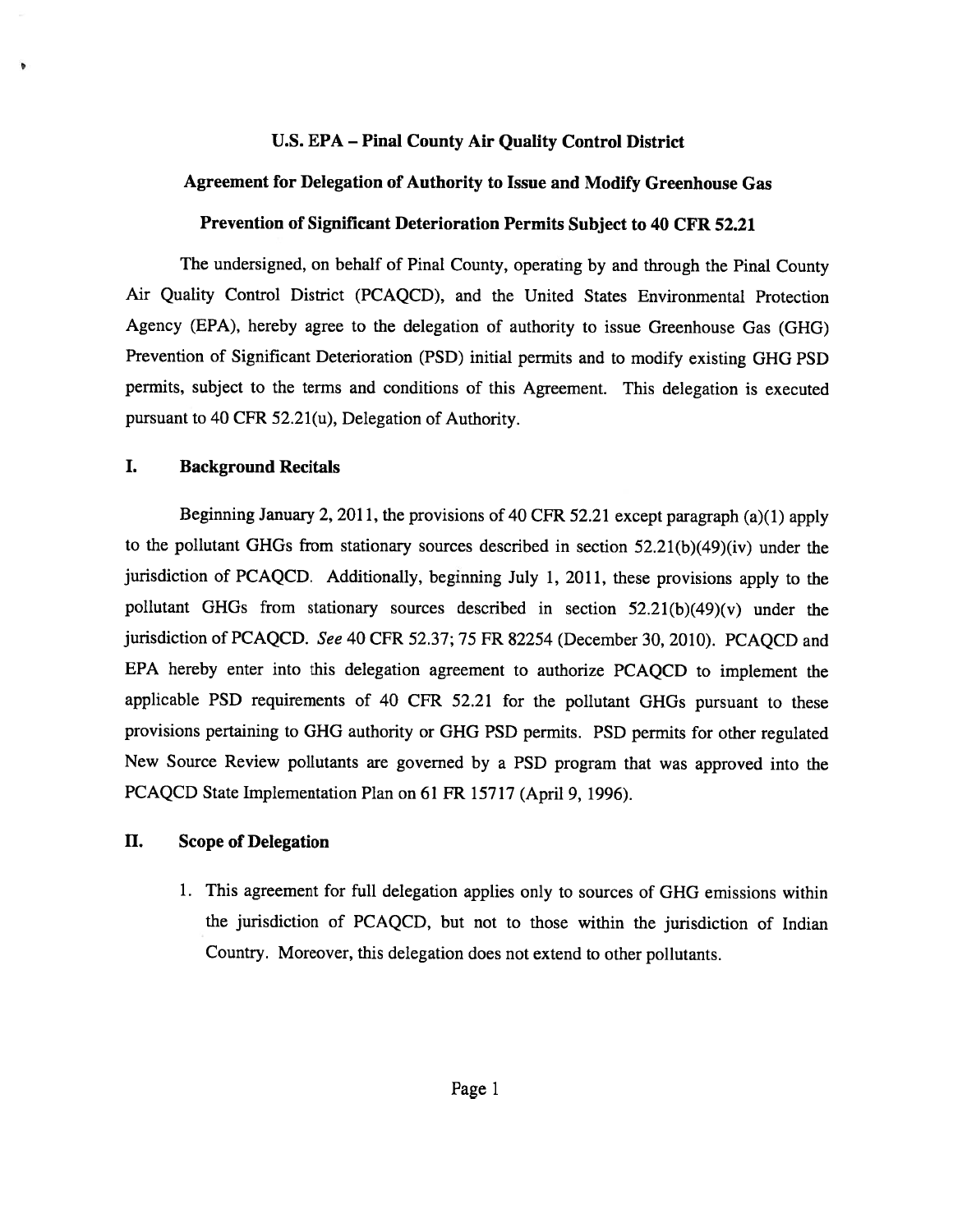**U.S. EPA – Pinal County Air Quality Control District**

**Agreement for Delegation of Authority to Issue and Modify Greenhouse Gas**

**Prevention of Significant Deterioration Permits Subject to 40 CFR 52.21**

The undersigned, on behalf of Pinal County, operating by and through the Pinal County Air Quality Control District (PCAQCD), and the United States Environmental Protection Agency (EPA), hereby agree to the delegation of authority to issue Greenhouse Gas (GHG) Prevention of Significant Deterioration (PSD) initial permits and to modify existing GHG PSD permits, subject to the terms and conditions of this Agreement. This delegation is executed pursuant to 40 CFR 52.21(u), Delegation of Authority.

## I. Background Recitals

Beginning January 2, 2011, the provisions of 40 CFR 52.21 except paragraph (a)(1) apply to the pollutant GHGs from stationary sources described in section 52.21(b)(49)(iv) under the jurisdiction of PCAQCD. Additionally, beginning July 1, 2011, these provisions apply to the pollutant GHGs from stationary sources described in section 52.21(b)(49)(v) under the jurisdiction of PCAQCD. *See* 40 CFR 52.37; 75 FR 82254 (December 30, 2010). PCAQCD and EPA hereby enter into this delegation agreement to authorize PCAQCD to implement the applicable PSD requirements of 40 CFR 52.21 for the pollutant GHGs pursuant to these provisions pertaining to GHG authority or GHG PSD permits. PSD permits for other regulated New Source Review pollutants are governed by a PSD program that was approved into the PCAQCD State Implementation Plan on 61 FR 15717 (April 9, 1996).

## II. Scope of Delegation

1. This agreement for full delegation applies only to sources of GHG emissions within the jurisdiction of PCAQCD, but not to those within the jurisdiction of Indian Country. Moreover, this delegation does not extend to other pollutants.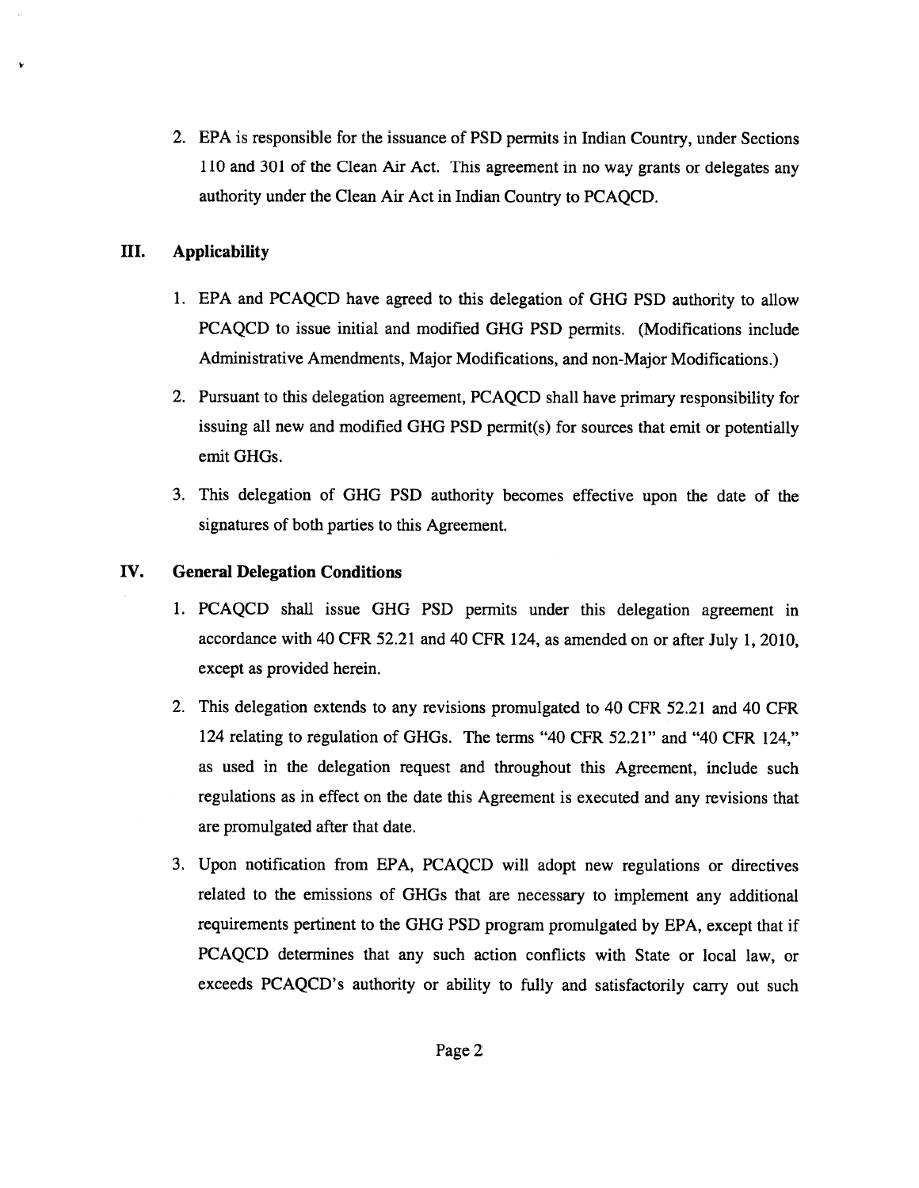2. EPA is responsible for the issuance of PSD permits in Indian Country, under Sections 110 and 301 of the Clean Air Act. This agreement in no way grants or delegates any authority under the Clean Air Act in Indian Country to PCAQCD.

## III. Applicability

1. EPA and PCAQCD have agreed to this delegation of GHG PSD authority to allow PCAQCD to issue initial and modified GHG PSD permits. (Modifications include Administrative Amendments, Major Modifications, and non-Major Modifications.)
2. Pursuant to this delegation agreement, PCAQCD shall have primary responsibility for issuing all new and modified GHG PSD permit(s) for sources that emit or potentially emit GHGs.
3. This delegation of GHG PSD authority becomes effective upon the date of the signatures of both parties to this Agreement.

## IV. General Delegation Conditions

1. PCAQCD shall issue GHG PSD permits under this delegation agreement in accordance with 40 CFR 52.21 and 40 CFR 124, as amended on or after July 1, 2010, except as provided herein.
2. This delegation extends to any revisions promulgated to 40 CFR 52.21 and 40 CFR 124 relating to regulation of GHGs. The terms "40 CFR 52.21" and "40 CFR 124," as used in the delegation request and throughout this Agreement, include such regulations as in effect on the date this Agreement is executed and any revisions that are promulgated after that date.
3. Upon notification from EPA, PCAQCD will adopt new regulations or directives related to the emissions of GHGs that are necessary to implement any additional requirements pertinent to the GHG PSD program promulgated by EPA, except that if PCAQCD determines that any such action conflicts with State or local law, or exceeds PCAQCD's authority or ability to fully and satisfactorily carry out such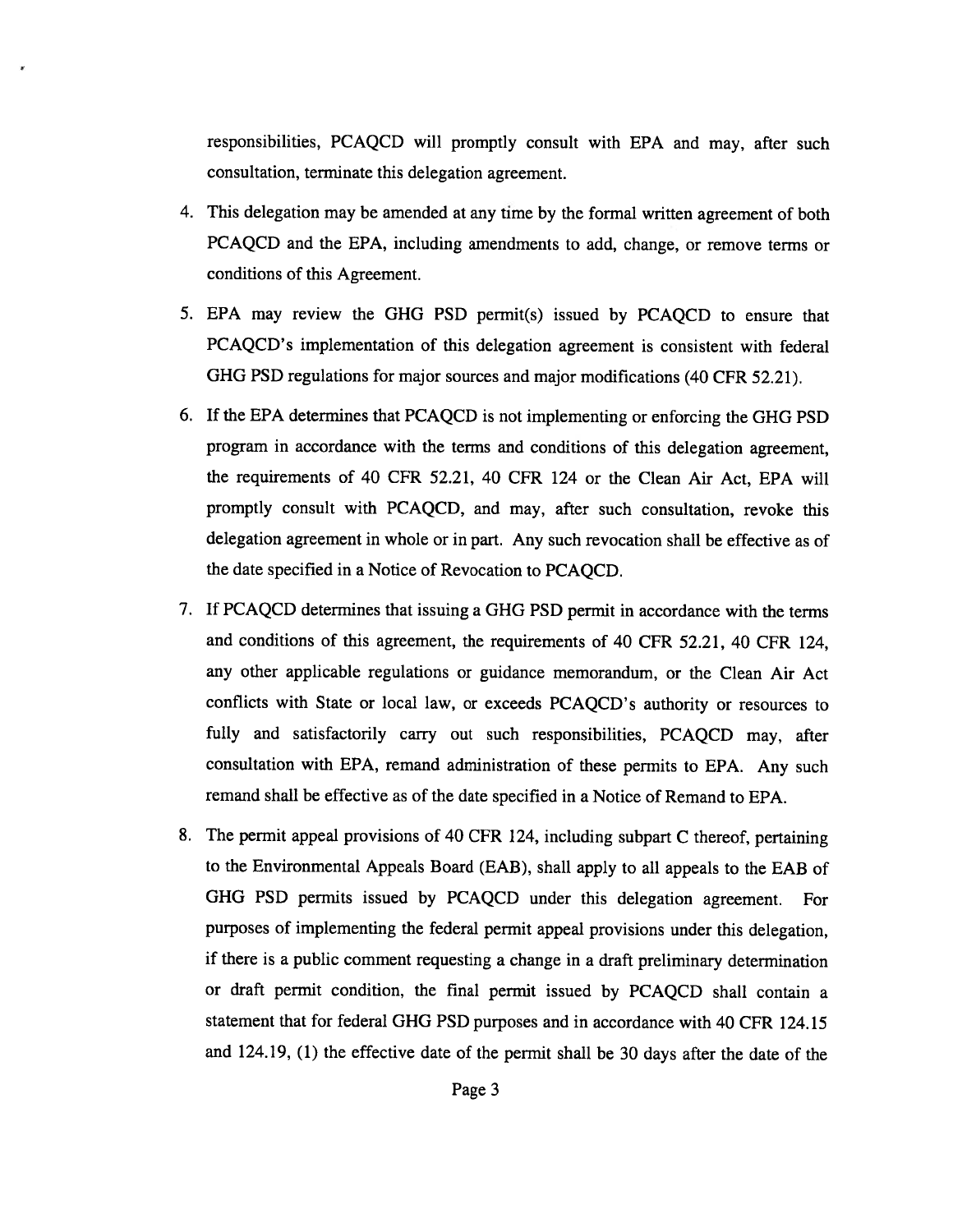responsibilities, PCAQCD will promptly consult with EPA and may, after such consultation, terminate this delegation agreement.

4. This delegation may be amended at any time by the formal written agreement of both PCAQCD and the EPA, including amendments to add, change, or remove terms or conditions of this Agreement.

5. EPA may review the GHG PSD permit(s) issued by PCAQCD to ensure that PCAQCD's implementation of this delegation agreement is consistent with federal GHG PSD regulations for major sources and major modifications (40 CFR 52.21).

6. If the EPA determines that PCAQCD is not implementing or enforcing the GHG PSD program in accordance with the terms and conditions of this delegation agreement, the requirements of 40 CFR 52.21, 40 CFR 124 or the Clean Air Act, EPA will promptly consult with PCAQCD, and may, after such consultation, revoke this delegation agreement in whole or in part. Any such revocation shall be effective as of the date specified in a Notice of Revocation to PCAQCD.

7. If PCAQCD determines that issuing a GHG PSD permit in accordance with the terms and conditions of this agreement, the requirements of 40 CFR 52.21, 40 CFR 124, any other applicable regulations or guidance memorandum, or the Clean Air Act conflicts with State or local law, or exceeds PCAQCD's authority or resources to fully and satisfactorily carry out such responsibilities, PCAQCD may, after consultation with EPA, remand administration of these permits to EPA. Any such remand shall be effective as of the date specified in a Notice of Remand to EPA.

8. The permit appeal provisions of 40 CFR 124, including subpart C thereof, pertaining to the Environmental Appeals Board (EAB), shall apply to all appeals to the EAB of GHG PSD permits issued by PCAQCD under this delegation agreement. For purposes of implementing the federal permit appeal provisions under this delegation, if there is a public comment requesting a change in a draft preliminary determination or draft permit condition, the final permit issued by PCAQCD shall contain a statement that for federal GHG PSD purposes and in accordance with 40 CFR 124.15 and 124.19, (1) the effective date of the permit shall be 30 days after the date of the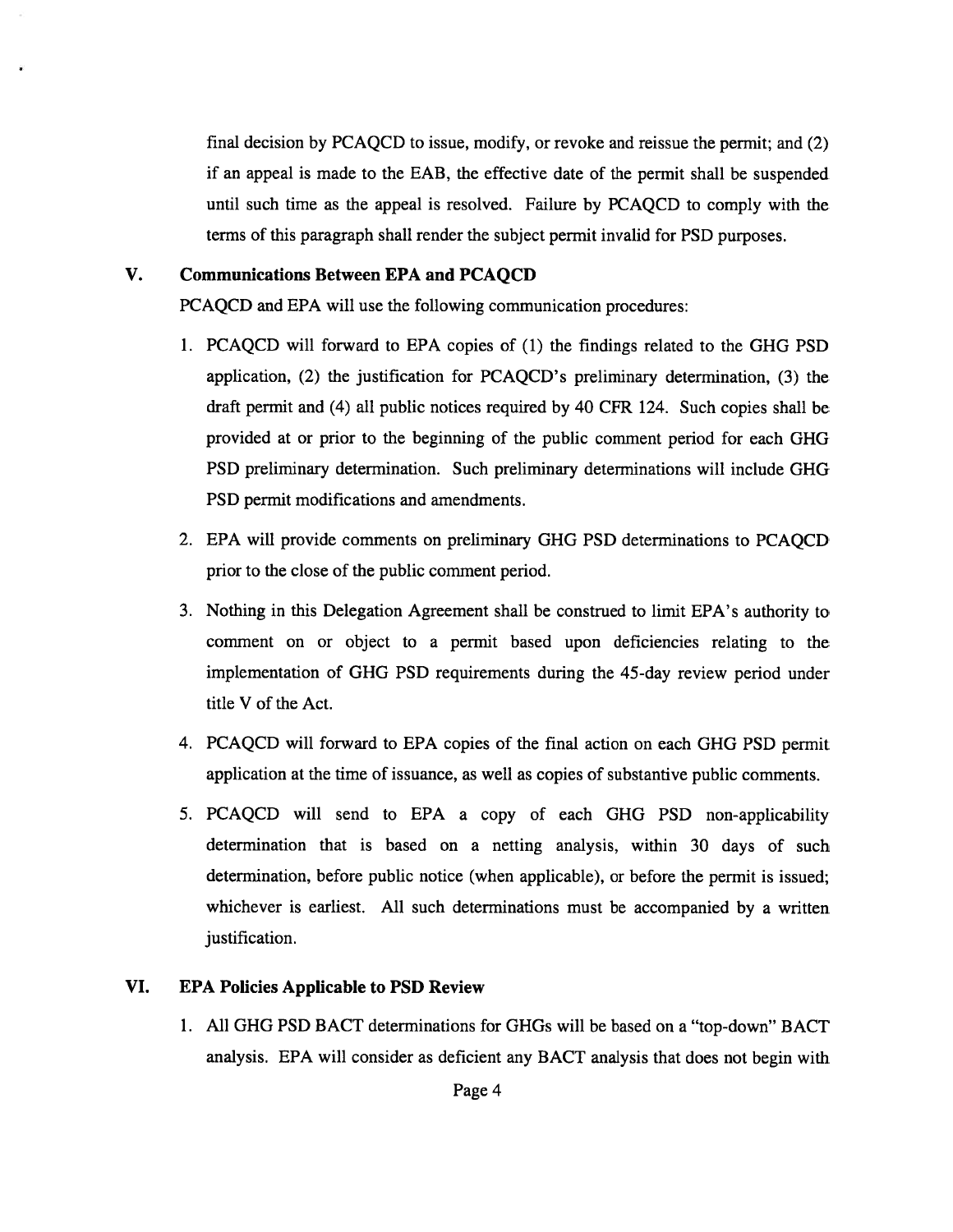final decision by PCAQCD to issue, modify, or revoke and reissue the permit; and (2) if an appeal is made to the EAB, the effective date of the permit shall be suspended until such time as the appeal is resolved. Failure by PCAQCD to comply with the terms of this paragraph shall render the subject permit invalid for PSD purposes.

## V. Communications Between EPA and PCAQCD

PCAQCD and EPA will use the following communication procedures:

1. PCAQCD will forward to EPA copies of (1) the findings related to the GHG PSD application, (2) the justification for PCAQCD's preliminary determination, (3) the draft permit and (4) all public notices required by 40 CFR 124. Such copies shall be provided at or prior to the beginning of the public comment period for each GHG PSD preliminary determination. Such preliminary determinations will include GHG PSD permit modifications and amendments.
2. EPA will provide comments on preliminary GHG PSD determinations to PCAQCD prior to the close of the public comment period.
3. Nothing in this Delegation Agreement shall be construed to limit EPA's authority to comment on or object to a permit based upon deficiencies relating to the implementation of GHG PSD requirements during the 45-day review period under title V of the Act.
4. PCAQCD will forward to EPA copies of the final action on each GHG PSD permit application at the time of issuance, as well as copies of substantive public comments.
5. PCAQCD will send to EPA a copy of each GHG PSD non-applicability determination that is based on a netting analysis, within 30 days of such determination, before public notice (when applicable), or before the permit is issued; whichever is earliest. All such determinations must be accompanied by a written justification.

## VI. EPA Policies Applicable to PSD Review

1. All GHG PSD BACT determinations for GHGs will be based on a "top-down" BACT analysis. EPA will consider as deficient any BACT analysis that does not begin with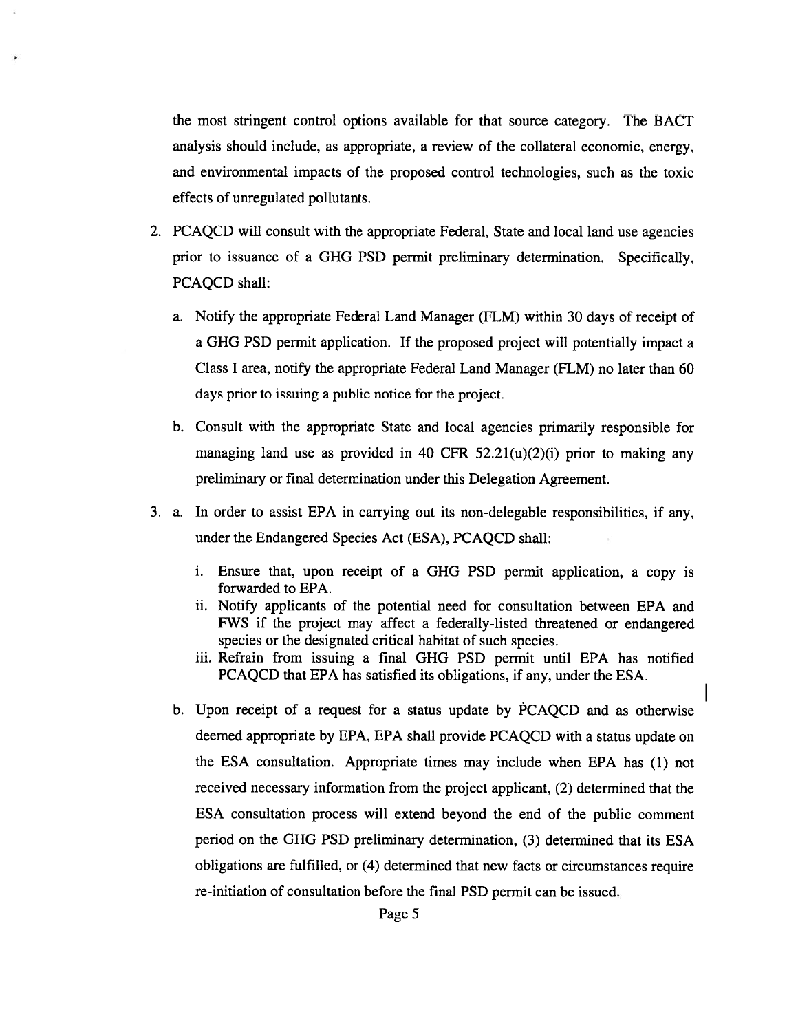the most stringent control options available for that source category. The BACT analysis should include, as appropriate, a review of the collateral economic, energy, and environmental impacts of the proposed control technologies, such as the toxic effects of unregulated pollutants.

2. PCAQCD will consult with the appropriate Federal, State and local land use agencies prior to issuance of a GHG PSD permit preliminary determination. Specifically, PCAQCD shall:

   a. Notify the appropriate Federal Land Manager (FLM) within 30 days of receipt of a GHG PSD permit application. If the proposed project will potentially impact a Class I area, notify the appropriate Federal Land Manager (FLM) no later than 60 days prior to issuing a public notice for the project.

   b. Consult with the appropriate State and local agencies primarily responsible for managing land use as provided in 40 CFR 52.21(u)(2)(i) prior to making any preliminary or final determination under this Delegation Agreement.

3. a. In order to assist EPA in carrying out its non-delegable responsibilities, if any, under the Endangered Species Act (ESA), PCAQCD shall:

      i. Ensure that, upon receipt of a GHG PSD permit application, a copy is forwarded to EPA.
      ii. Notify applicants of the potential need for consultation between EPA and FWS if the project may affect a federally-listed threatened or endangered species or the designated critical habitat of such species.
      iii. Refrain from issuing a final GHG PSD permit until EPA has notified PCAQCD that EPA has satisfied its obligations, if any, under the ESA.

   b. Upon receipt of a request for a status update by PCAQCD and as otherwise deemed appropriate by EPA, EPA shall provide PCAQCD with a status update on the ESA consultation. Appropriate times may include when EPA has (1) not received necessary information from the project applicant, (2) determined that the ESA consultation process will extend beyond the end of the public comment period on the GHG PSD preliminary determination, (3) determined that its ESA obligations are fulfilled, or (4) determined that new facts or circumstances require re-initiation of consultation before the final PSD permit can be issued.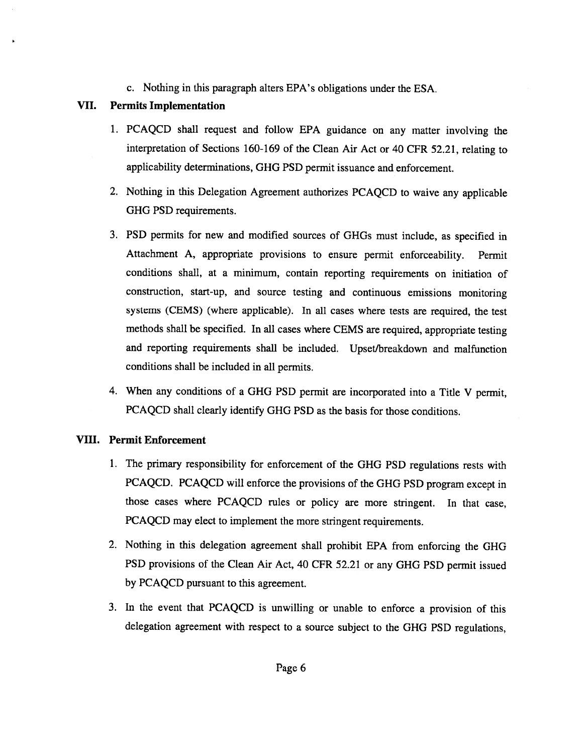c. Nothing in this paragraph alters EPA's obligations under the ESA.

## VII. Permits Implementation

1. PCAQCD shall request and follow EPA guidance on any matter involving the interpretation of Sections 160-169 of the Clean Air Act or 40 CFR 52.21, relating to applicability determinations, GHG PSD permit issuance and enforcement.

2. Nothing in this Delegation Agreement authorizes PCAQCD to waive any applicable GHG PSD requirements.

3. PSD permits for new and modified sources of GHGs must include, as specified in Attachment A, appropriate provisions to ensure permit enforceability. Permit conditions shall, at a minimum, contain reporting requirements on initiation of construction, start-up, and source testing and continuous emissions monitoring systems (CEMS) (where applicable). In all cases where tests are required, the test methods shall be specified. In all cases where CEMS are required, appropriate testing and reporting requirements shall be included. Upset/breakdown and malfunction conditions shall be included in all permits.

4. When any conditions of a GHG PSD permit are incorporated into a Title V permit, PCAQCD shall clearly identify GHG PSD as the basis for those conditions.

## VIII. Permit Enforcement

1. The primary responsibility for enforcement of the GHG PSD regulations rests with PCAQCD. PCAQCD will enforce the provisions of the GHG PSD program except in those cases where PCAQCD rules or policy are more stringent. In that case, PCAQCD may elect to implement the more stringent requirements.

2. Nothing in this delegation agreement shall prohibit EPA from enforcing the GHG PSD provisions of the Clean Air Act, 40 CFR 52.21 or any GHG PSD permit issued by PCAQCD pursuant to this agreement.

3. In the event that PCAQCD is unwilling or unable to enforce a provision of this delegation agreement with respect to a source subject to the GHG PSD regulations,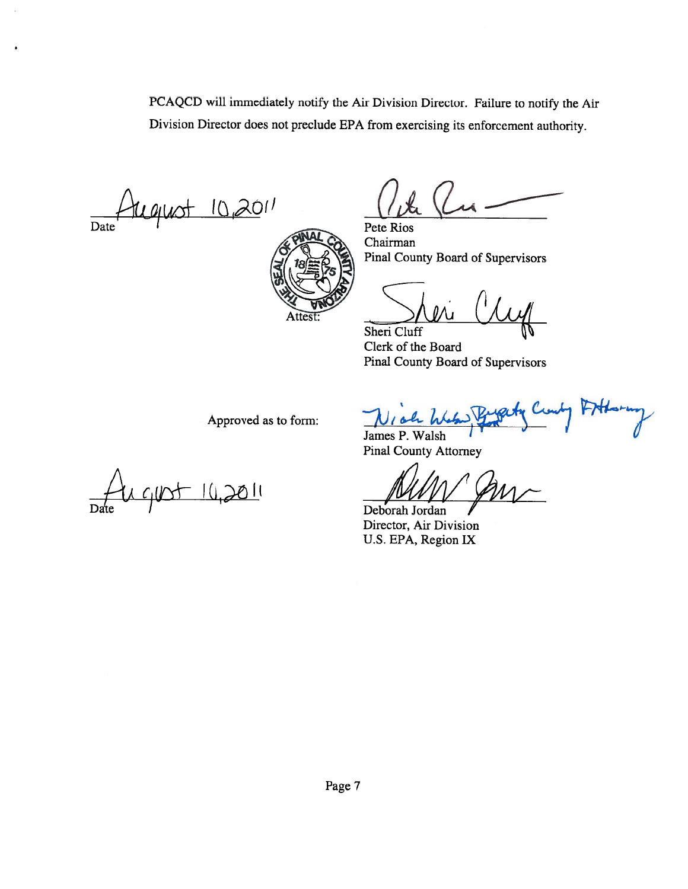PCAQCD will immediately notify the Air Division Director. Failure to notify the Air Division Director does not preclude EPA from exercising its enforcement authority.

August 10, 2011
Date

Pete Rios
Chairman
Pinal County Board of Supervisors

Attest:

Sheri Cluff
Clerk of the Board
Pinal County Board of Supervisors

Approved as to form:

Nick Walsh, Deputy County Attorney
James P. Walsh
Pinal County Attorney

August 10, 2011
Date

Deborah Jordan
Director, Air Division
U.S. EPA, Region IX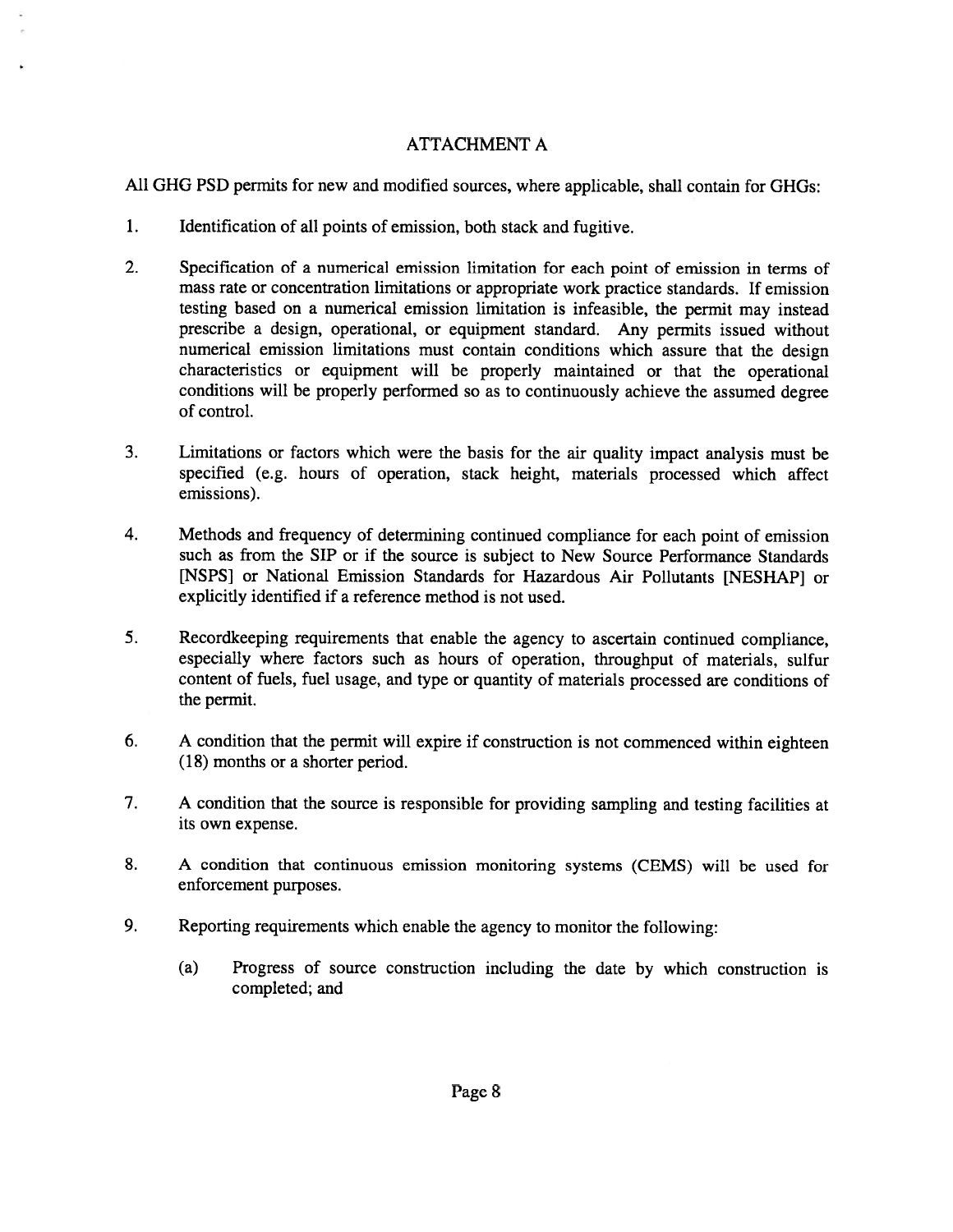## ATTACHMENT A

All GHG PSD permits for new and modified sources, where applicable, shall contain for GHGs:

1. Identification of all points of emission, both stack and fugitive.

2. Specification of a numerical emission limitation for each point of emission in terms of mass rate or concentration limitations or appropriate work practice standards. If emission testing based on a numerical emission limitation is infeasible, the permit may instead prescribe a design, operational, or equipment standard. Any permits issued without numerical emission limitations must contain conditions which assure that the design characteristics or equipment will be properly maintained or that the operational conditions will be properly performed so as to continuously achieve the assumed degree of control.

3. Limitations or factors which were the basis for the air quality impact analysis must be specified (e.g. hours of operation, stack height, materials processed which affect emissions).

4. Methods and frequency of determining continued compliance for each point of emission such as from the SIP or if the source is subject to New Source Performance Standards [NSPS] or National Emission Standards for Hazardous Air Pollutants [NESHAP] or explicitly identified if a reference method is not used.

5. Recordkeeping requirements that enable the agency to ascertain continued compliance, especially where factors such as hours of operation, throughput of materials, sulfur content of fuels, fuel usage, and type or quantity of materials processed are conditions of the permit.

6. A condition that the permit will expire if construction is not commenced within eighteen (18) months or a shorter period.

7. A condition that the source is responsible for providing sampling and testing facilities at its own expense.

8. A condition that continuous emission monitoring systems (CEMS) will be used for enforcement purposes.

9. Reporting requirements which enable the agency to monitor the following:

   (a) Progress of source construction including the date by which construction is completed; and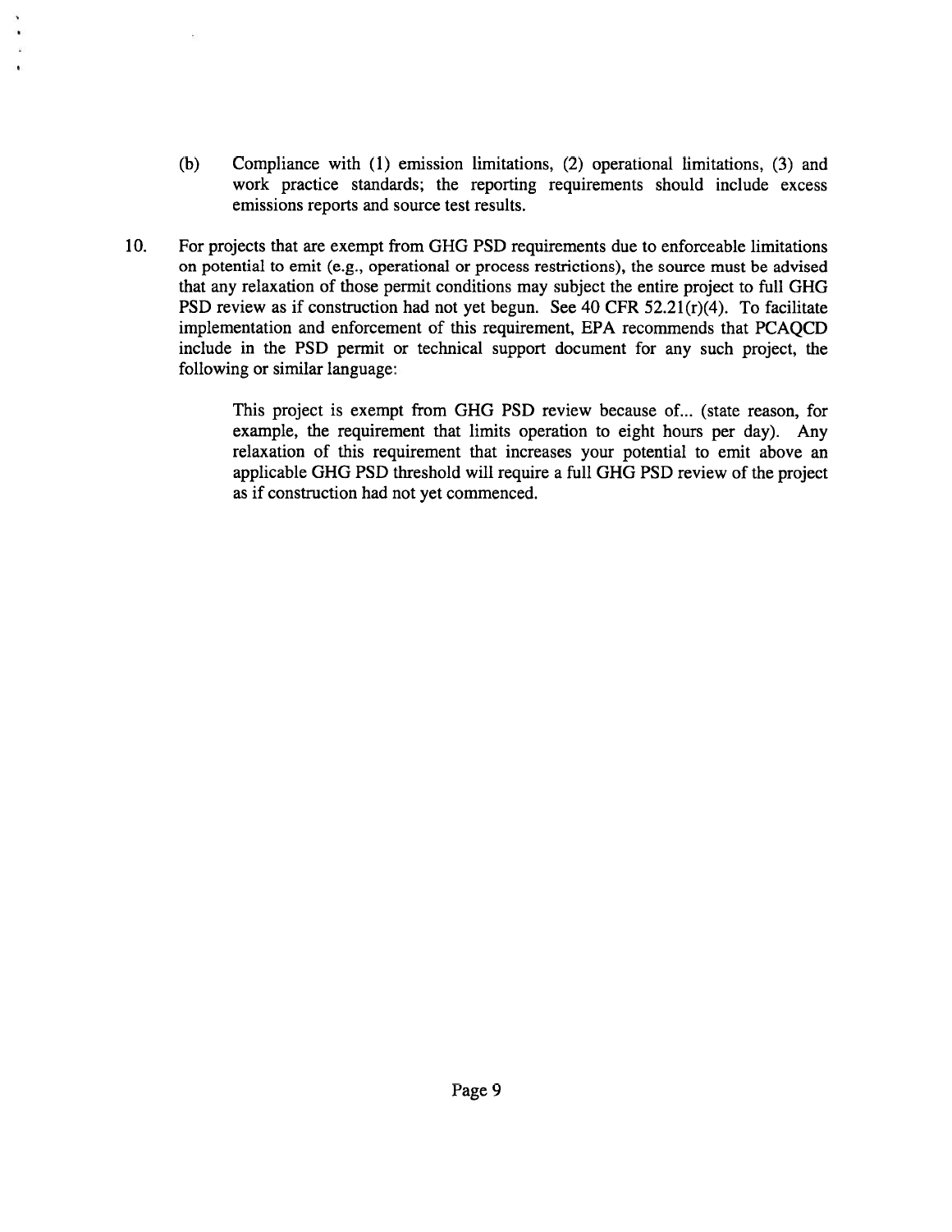(b) Compliance with (1) emission limitations, (2) operational limitations, (3) and work practice standards; the reporting requirements should include excess emissions reports and source test results.

10. For projects that are exempt from GHG PSD requirements due to enforceable limitations on potential to emit (e.g., operational or process restrictions), the source must be advised that any relaxation of those permit conditions may subject the entire project to full GHG PSD review as if construction had not yet begun. See 40 CFR 52.21(r)(4). To facilitate implementation and enforcement of this requirement, EPA recommends that PCAQCD include in the PSD permit or technical support document for any such project, the following or similar language:

    > This project is exempt from GHG PSD review because of... (state reason, for example, the requirement that limits operation to eight hours per day). Any relaxation of this requirement that increases your potential to emit above an applicable GHG PSD threshold will require a full GHG PSD review of the project as if construction had not yet commenced.